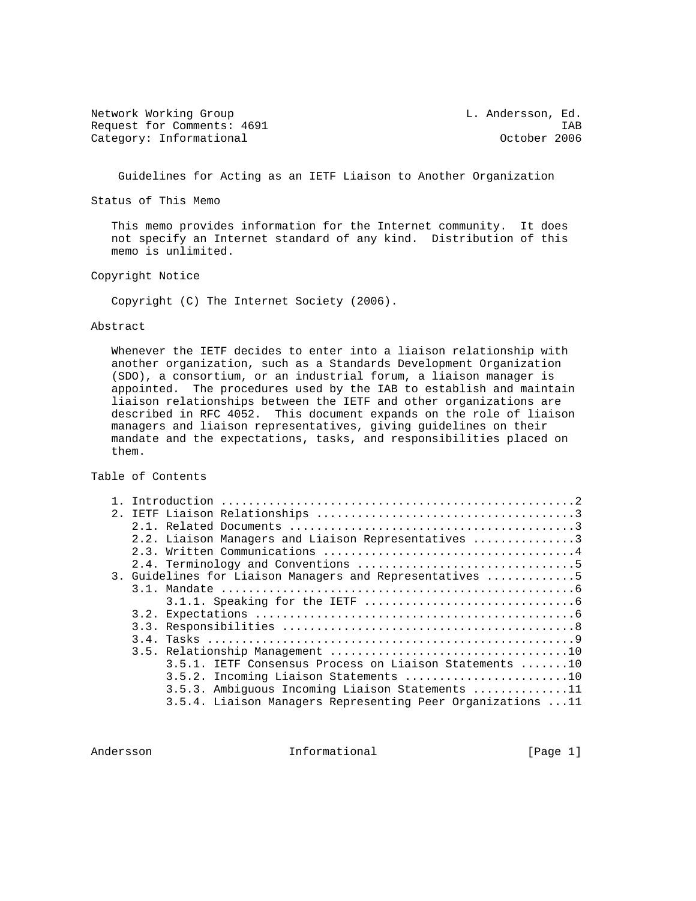Network Working Group L. Andersson, Ed.
Request for Comments: 4691 IAB
Category: Informational October 2006

# Guidelines for Acting as an IETF Liaison to Another Organization

## Status of This Memo

This memo provides information for the Internet community. It does not specify an Internet standard of any kind. Distribution of this memo is unlimited.

## Copyright Notice

Copyright (C) The Internet Society (2006).

## Abstract

Whenever the IETF decides to enter into a liaison relationship with another organization, such as a Standards Development Organization (SDO), a consortium, or an industrial forum, a liaison manager is appointed. The procedures used by the IAB to establish and maintain liaison relationships between the IETF and other organizations are described in RFC 4052. This document expands on the role of liaison managers and liaison representatives, giving guidelines on their mandate and the expectations, tasks, and responsibilities placed on them.

## Table of Contents

```
   1. Introduction ....................................................2
   2. IETF Liaison Relationships ......................................3
      2.1. Related Documents ..........................................3
      2.2. Liaison Managers and Liaison Representatives ...............3
      2.3. Written Communications .....................................4
      2.4. Terminology and Conventions ................................5
   3. Guidelines for Liaison Managers and Representatives .............5
      3.1. Mandate ....................................................6
           3.1.1. Speaking for the IETF ...............................6
      3.2. Expectations ...............................................6
      3.3. Responsibilities ...........................................8
      3.4. Tasks ......................................................9
      3.5. Relationship Management ...................................10
           3.5.1. IETF Consensus Process on Liaison Statements .......10
           3.5.2. Incoming Liaison Statements ........................10
           3.5.3. Ambiguous Incoming Liaison Statements ..............11
           3.5.4. Liaison Managers Representing Peer Organizations ...11
```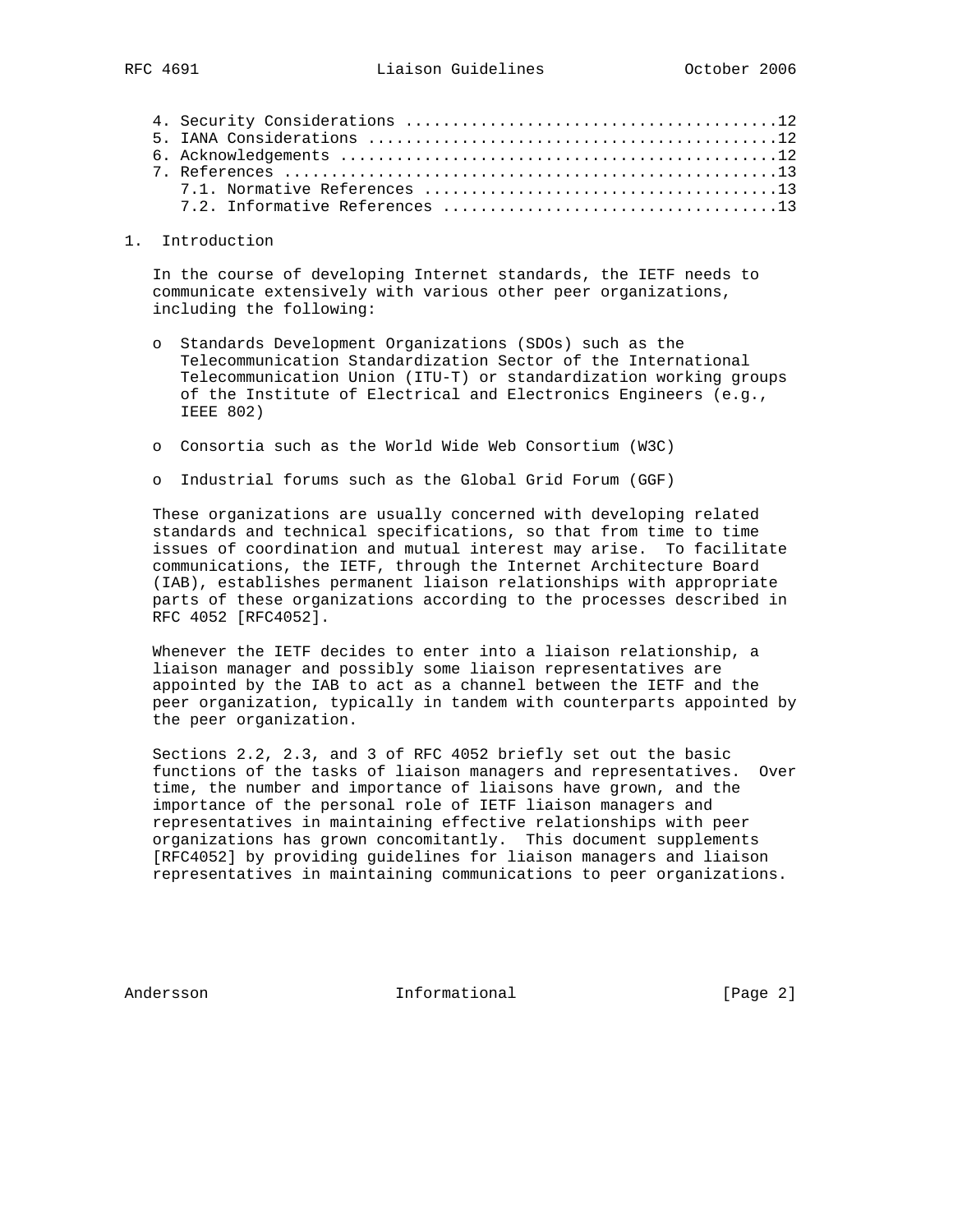4. Security Considerations ........................................12
5. IANA Considerations ............................................12
6. Acknowledgements ...............................................12
7. References .....................................................13
   7.1. Normative References ......................................13
   7.2. Informative References ....................................13

## 1. Introduction

In the course of developing Internet standards, the IETF needs to communicate extensively with various other peer organizations, including the following:

- Standards Development Organizations (SDOs) such as the Telecommunication Standardization Sector of the International Telecommunication Union (ITU-T) or standardization working groups of the Institute of Electrical and Electronics Engineers (e.g., IEEE 802)
- Consortia such as the World Wide Web Consortium (W3C)
- Industrial forums such as the Global Grid Forum (GGF)

These organizations are usually concerned with developing related standards and technical specifications, so that from time to time issues of coordination and mutual interest may arise. To facilitate communications, the IETF, through the Internet Architecture Board (IAB), establishes permanent liaison relationships with appropriate parts of these organizations according to the processes described in RFC 4052 [RFC4052].

Whenever the IETF decides to enter into a liaison relationship, a liaison manager and possibly some liaison representatives are appointed by the IAB to act as a channel between the IETF and the peer organization, typically in tandem with counterparts appointed by the peer organization.

Sections 2.2, 2.3, and 3 of RFC 4052 briefly set out the basic functions of the tasks of liaison managers and representatives. Over time, the number and importance of liaisons have grown, and the importance of the personal role of IETF liaison managers and representatives in maintaining effective relationships with peer organizations has grown concomitantly. This document supplements [RFC4052] by providing guidelines for liaison managers and liaison representatives in maintaining communications to peer organizations.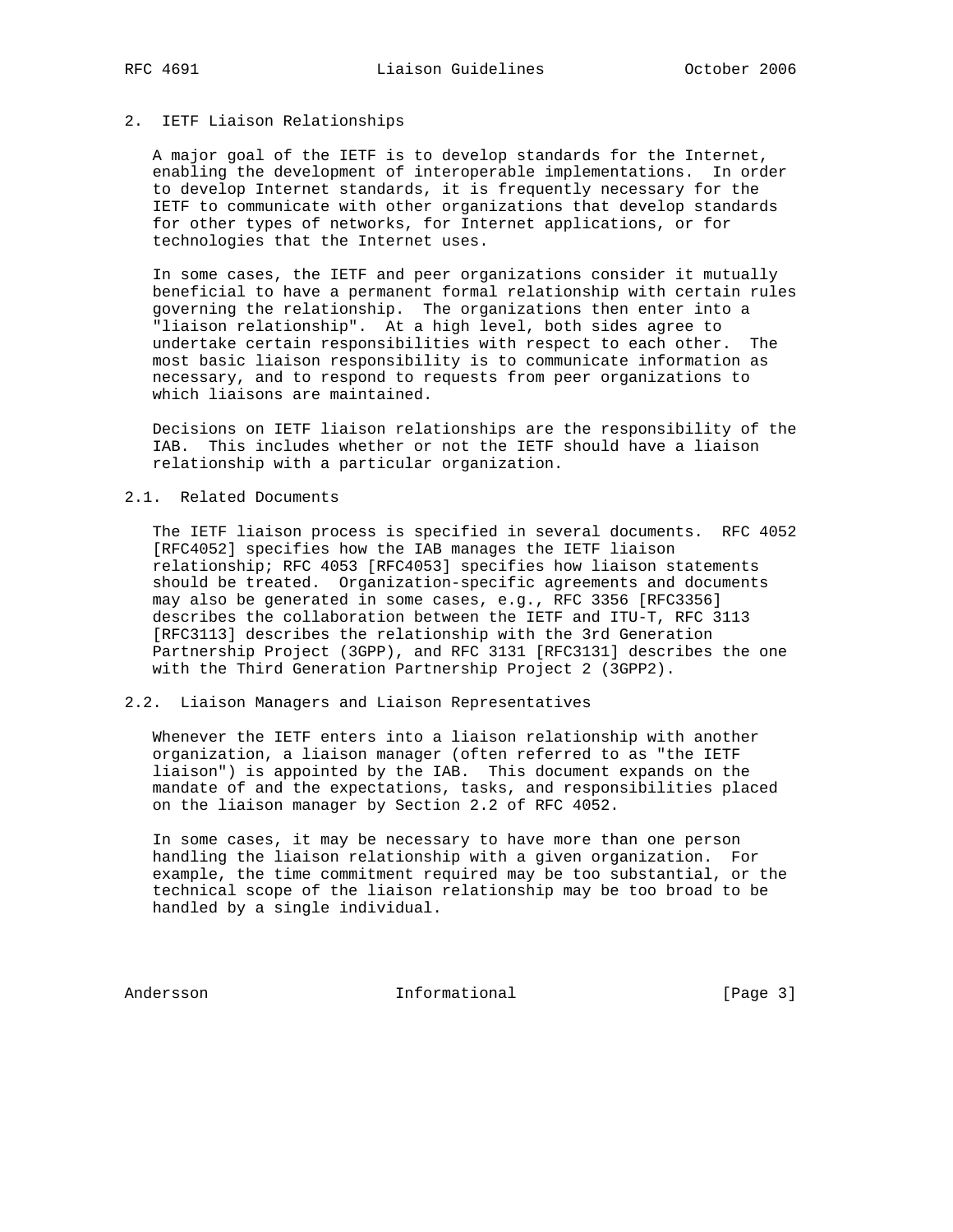## 2. IETF Liaison Relationships

A major goal of the IETF is to develop standards for the Internet, enabling the development of interoperable implementations. In order to develop Internet standards, it is frequently necessary for the IETF to communicate with other organizations that develop standards for other types of networks, for Internet applications, or for technologies that the Internet uses.

In some cases, the IETF and peer organizations consider it mutually beneficial to have a permanent formal relationship with certain rules governing the relationship. The organizations then enter into a "liaison relationship". At a high level, both sides agree to undertake certain responsibilities with respect to each other. The most basic liaison responsibility is to communicate information as necessary, and to respond to requests from peer organizations to which liaisons are maintained.

Decisions on IETF liaison relationships are the responsibility of the IAB. This includes whether or not the IETF should have a liaison relationship with a particular organization.

### 2.1. Related Documents

The IETF liaison process is specified in several documents. RFC 4052 [RFC4052] specifies how the IAB manages the IETF liaison relationship; RFC 4053 [RFC4053] specifies how liaison statements should be treated. Organization-specific agreements and documents may also be generated in some cases, e.g., RFC 3356 [RFC3356] describes the collaboration between the IETF and ITU-T, RFC 3113 [RFC3113] describes the relationship with the 3rd Generation Partnership Project (3GPP), and RFC 3131 [RFC3131] describes the one with the Third Generation Partnership Project 2 (3GPP2).

### 2.2. Liaison Managers and Liaison Representatives

Whenever the IETF enters into a liaison relationship with another organization, a liaison manager (often referred to as "the IETF liaison") is appointed by the IAB. This document expands on the mandate of and the expectations, tasks, and responsibilities placed on the liaison manager by Section 2.2 of RFC 4052.

In some cases, it may be necessary to have more than one person handling the liaison relationship with a given organization. For example, the time commitment required may be too substantial, or the technical scope of the liaison relationship may be too broad to be handled by a single individual.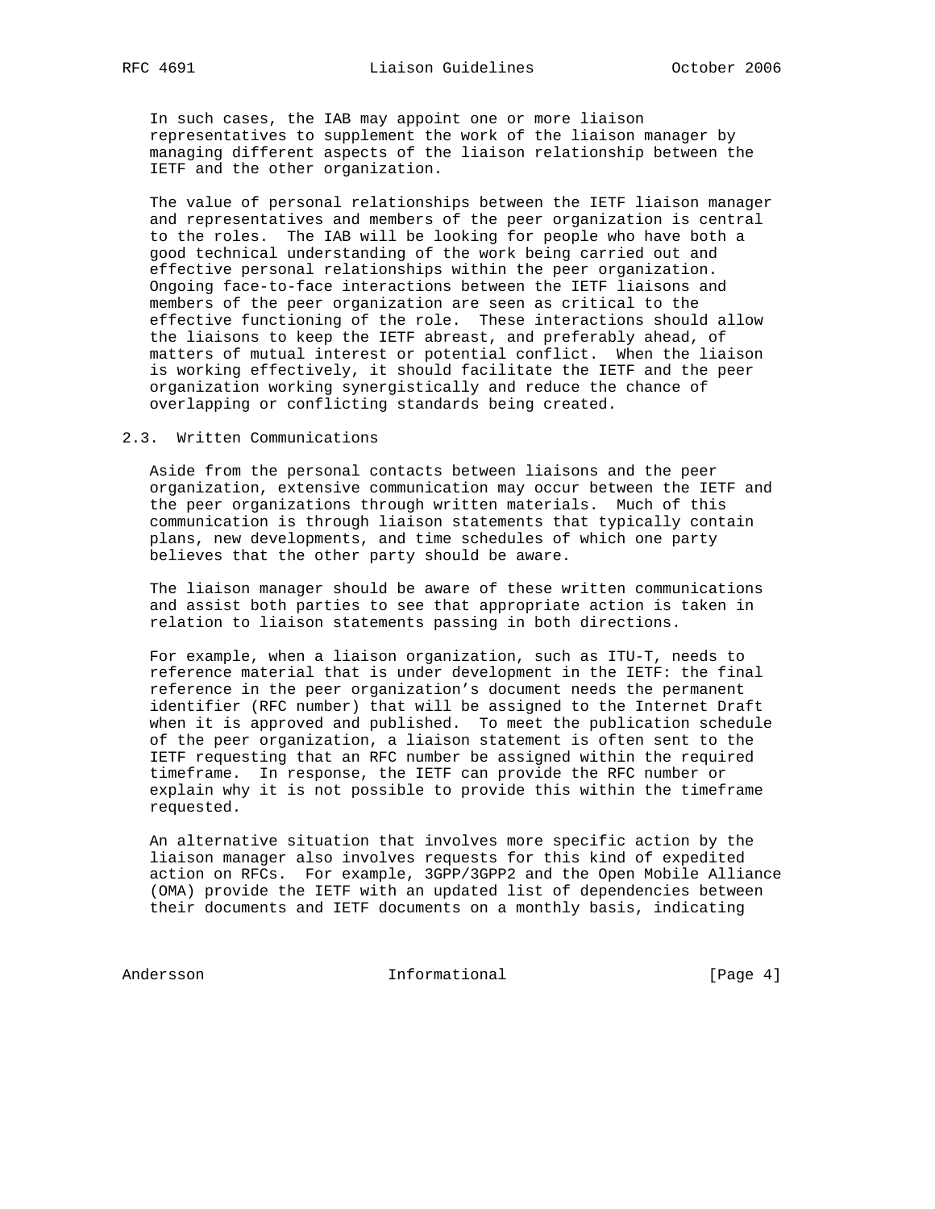In such cases, the IAB may appoint one or more liaison representatives to supplement the work of the liaison manager by managing different aspects of the liaison relationship between the IETF and the other organization.

The value of personal relationships between the IETF liaison manager and representatives and members of the peer organization is central to the roles. The IAB will be looking for people who have both a good technical understanding of the work being carried out and effective personal relationships within the peer organization. Ongoing face-to-face interactions between the IETF liaisons and members of the peer organization are seen as critical to the effective functioning of the role. These interactions should allow the liaisons to keep the IETF abreast, and preferably ahead, of matters of mutual interest or potential conflict. When the liaison is working effectively, it should facilitate the IETF and the peer organization working synergistically and reduce the chance of overlapping or conflicting standards being created.

## 2.3. Written Communications

Aside from the personal contacts between liaisons and the peer organization, extensive communication may occur between the IETF and the peer organizations through written materials. Much of this communication is through liaison statements that typically contain plans, new developments, and time schedules of which one party believes that the other party should be aware.

The liaison manager should be aware of these written communications and assist both parties to see that appropriate action is taken in relation to liaison statements passing in both directions.

For example, when a liaison organization, such as ITU-T, needs to reference material that is under development in the IETF: the final reference in the peer organization's document needs the permanent identifier (RFC number) that will be assigned to the Internet Draft when it is approved and published. To meet the publication schedule of the peer organization, a liaison statement is often sent to the IETF requesting that an RFC number be assigned within the required timeframe. In response, the IETF can provide the RFC number or explain why it is not possible to provide this within the timeframe requested.

An alternative situation that involves more specific action by the liaison manager also involves requests for this kind of expedited action on RFCs. For example, 3GPP/3GPP2 and the Open Mobile Alliance (OMA) provide the IETF with an updated list of dependencies between their documents and IETF documents on a monthly basis, indicating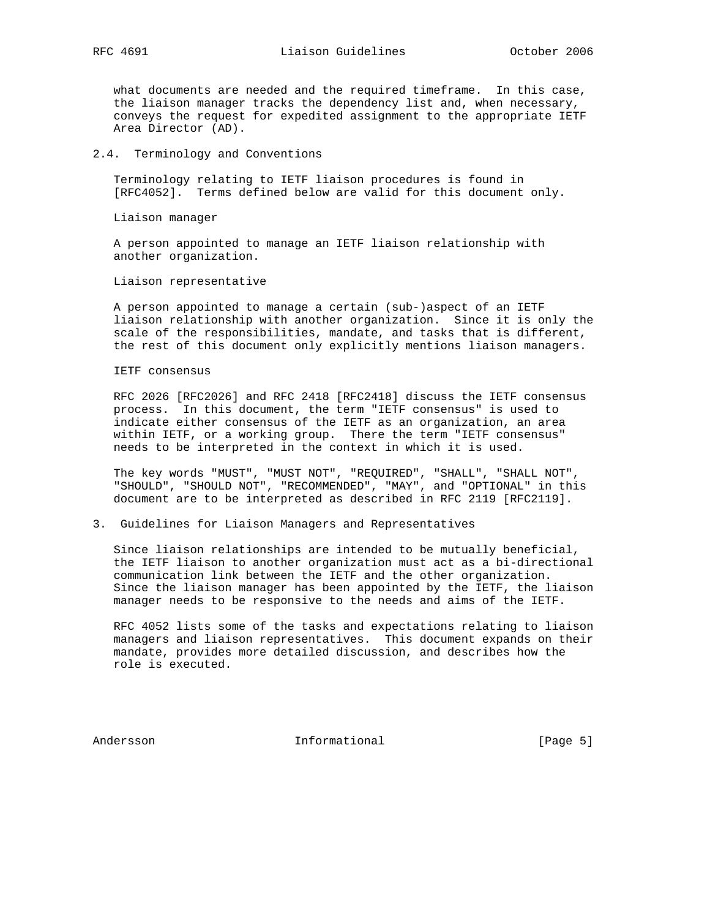what documents are needed and the required timeframe. In this case, the liaison manager tracks the dependency list and, when necessary, conveys the request for expedited assignment to the appropriate IETF Area Director (AD).

## 2.4. Terminology and Conventions

Terminology relating to IETF liaison procedures is found in [RFC4052]. Terms defined below are valid for this document only.

Liaison manager

A person appointed to manage an IETF liaison relationship with another organization.

Liaison representative

A person appointed to manage a certain (sub-)aspect of an IETF liaison relationship with another organization. Since it is only the scale of the responsibilities, mandate, and tasks that is different, the rest of this document only explicitly mentions liaison managers.

IETF consensus

RFC 2026 [RFC2026] and RFC 2418 [RFC2418] discuss the IETF consensus process. In this document, the term "IETF consensus" is used to indicate either consensus of the IETF as an organization, an area within IETF, or a working group. There the term "IETF consensus" needs to be interpreted in the context in which it is used.

The key words "MUST", "MUST NOT", "REQUIRED", "SHALL", "SHALL NOT", "SHOULD", "SHOULD NOT", "RECOMMENDED", "MAY", and "OPTIONAL" in this document are to be interpreted as described in RFC 2119 [RFC2119].

# 3. Guidelines for Liaison Managers and Representatives

Since liaison relationships are intended to be mutually beneficial, the IETF liaison to another organization must act as a bi-directional communication link between the IETF and the other organization. Since the liaison manager has been appointed by the IETF, the liaison manager needs to be responsive to the needs and aims of the IETF.

RFC 4052 lists some of the tasks and expectations relating to liaison managers and liaison representatives. This document expands on their mandate, provides more detailed discussion, and describes how the role is executed.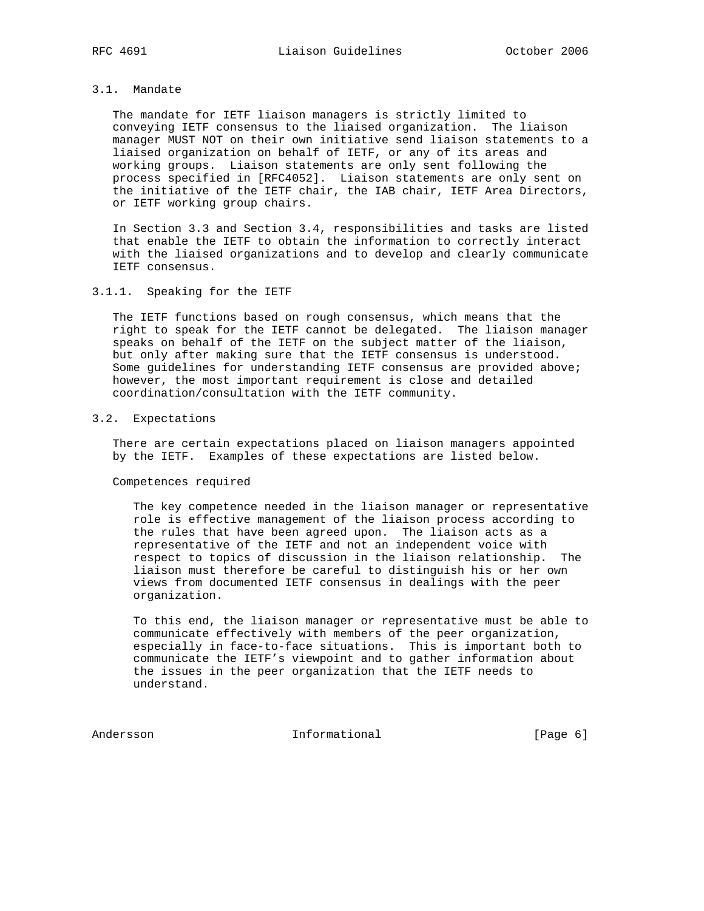### 3.1. Mandate

The mandate for IETF liaison managers is strictly limited to conveying IETF consensus to the liaised organization. The liaison manager MUST NOT on their own initiative send liaison statements to a liaised organization on behalf of IETF, or any of its areas and working groups. Liaison statements are only sent following the process specified in [RFC4052]. Liaison statements are only sent on the initiative of the IETF chair, the IAB chair, IETF Area Directors, or IETF working group chairs.

In Section 3.3 and Section 3.4, responsibilities and tasks are listed that enable the IETF to obtain the information to correctly interact with the liaised organizations and to develop and clearly communicate IETF consensus.

#### 3.1.1. Speaking for the IETF

The IETF functions based on rough consensus, which means that the right to speak for the IETF cannot be delegated. The liaison manager speaks on behalf of the IETF on the subject matter of the liaison, but only after making sure that the IETF consensus is understood. Some guidelines for understanding IETF consensus are provided above; however, the most important requirement is close and detailed coordination/consultation with the IETF community.

### 3.2. Expectations

There are certain expectations placed on liaison managers appointed by the IETF. Examples of these expectations are listed below.

Competences required

The key competence needed in the liaison manager or representative role is effective management of the liaison process according to the rules that have been agreed upon. The liaison acts as a representative of the IETF and not an independent voice with respect to topics of discussion in the liaison relationship. The liaison must therefore be careful to distinguish his or her own views from documented IETF consensus in dealings with the peer organization.

To this end, the liaison manager or representative must be able to communicate effectively with members of the peer organization, especially in face-to-face situations. This is important both to communicate the IETF's viewpoint and to gather information about the issues in the peer organization that the IETF needs to understand.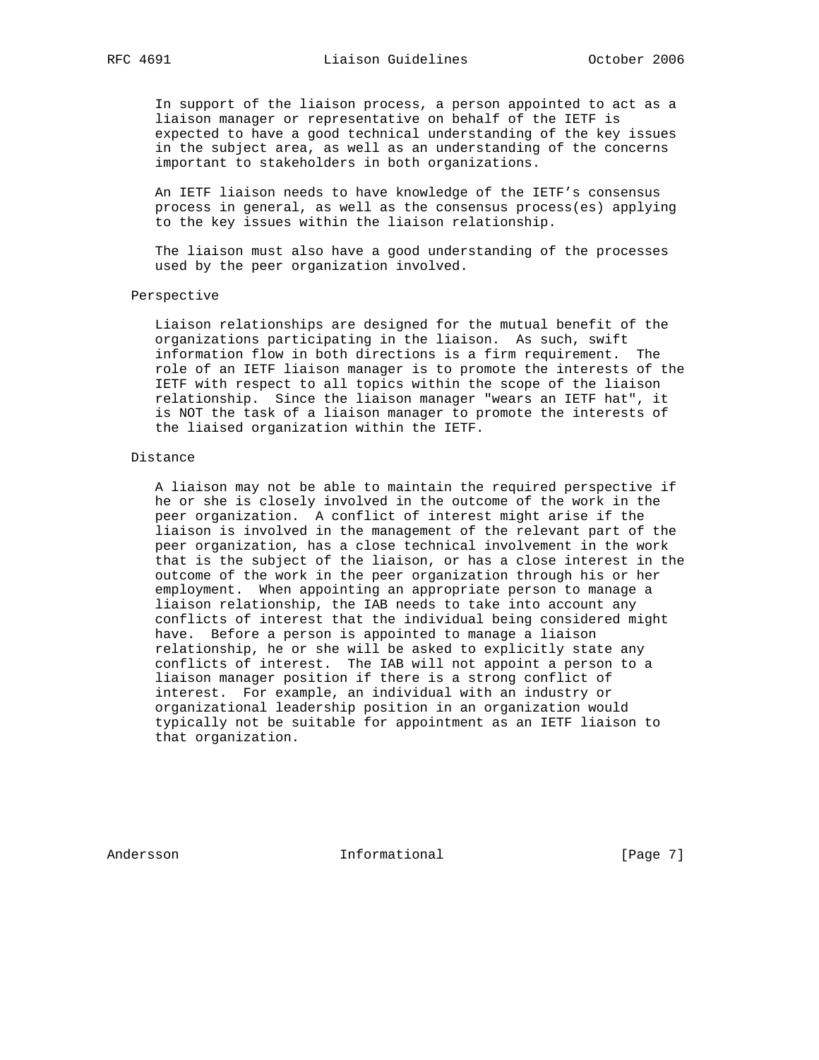In support of the liaison process, a person appointed to act as a liaison manager or representative on behalf of the IETF is expected to have a good technical understanding of the key issues in the subject area, as well as an understanding of the concerns important to stakeholders in both organizations.

An IETF liaison needs to have knowledge of the IETF's consensus process in general, as well as the consensus process(es) applying to the key issues within the liaison relationship.

The liaison must also have a good understanding of the processes used by the peer organization involved.

### Perspective

Liaison relationships are designed for the mutual benefit of the organizations participating in the liaison. As such, swift information flow in both directions is a firm requirement. The role of an IETF liaison manager is to promote the interests of the IETF with respect to all topics within the scope of the liaison relationship. Since the liaison manager "wears an IETF hat", it is NOT the task of a liaison manager to promote the interests of the liaised organization within the IETF.

### Distance

A liaison may not be able to maintain the required perspective if he or she is closely involved in the outcome of the work in the peer organization. A conflict of interest might arise if the liaison is involved in the management of the relevant part of the peer organization, has a close technical involvement in the work that is the subject of the liaison, or has a close interest in the outcome of the work in the peer organization through his or her employment. When appointing an appropriate person to manage a liaison relationship, the IAB needs to take into account any conflicts of interest that the individual being considered might have. Before a person is appointed to manage a liaison relationship, he or she will be asked to explicitly state any conflicts of interest. The IAB will not appoint a person to a liaison manager position if there is a strong conflict of interest. For example, an individual with an industry or organizational leadership position in an organization would typically not be suitable for appointment as an IETF liaison to that organization.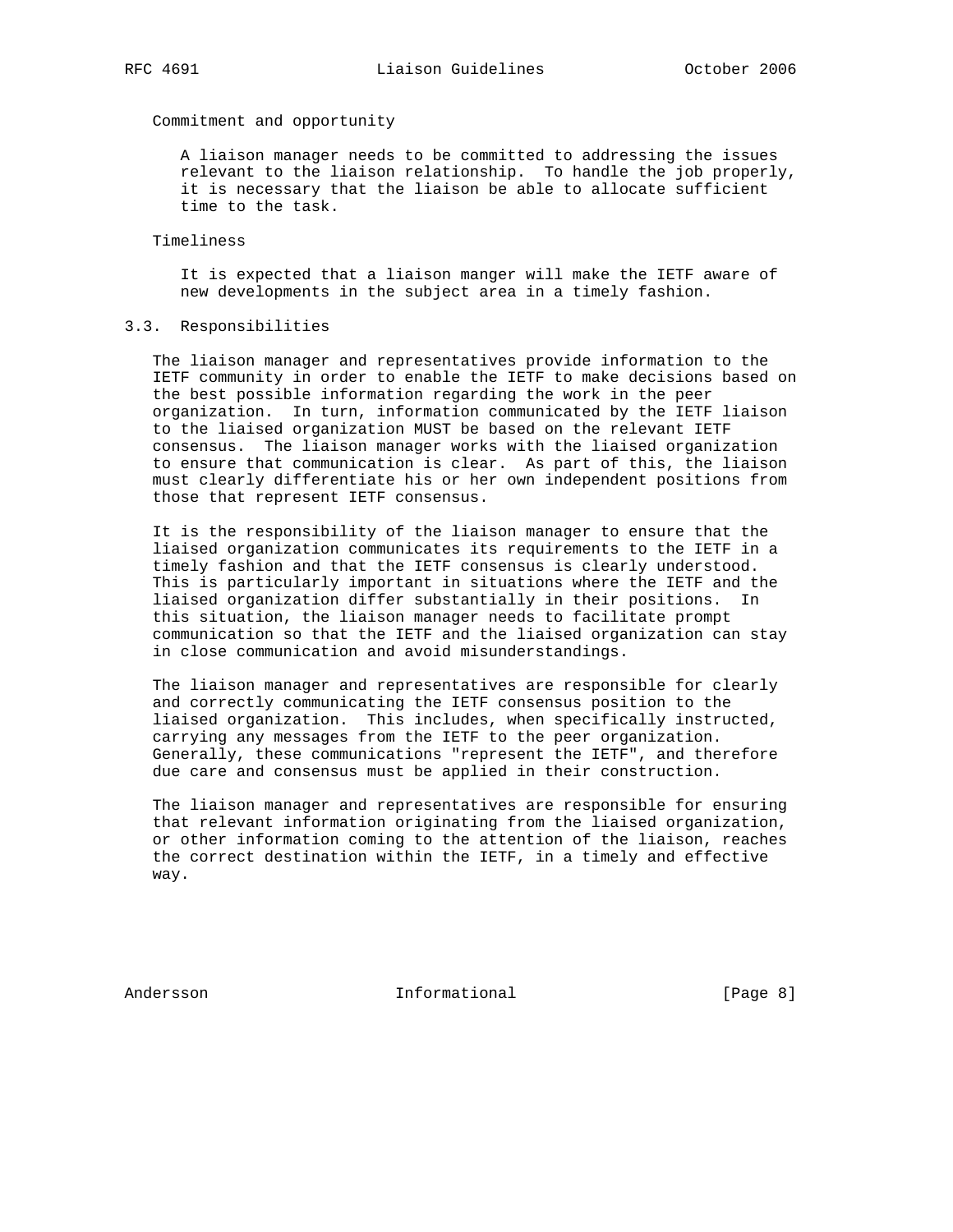Commitment and opportunity

A liaison manager needs to be committed to addressing the issues relevant to the liaison relationship. To handle the job properly, it is necessary that the liaison be able to allocate sufficient time to the task.

Timeliness

It is expected that a liaison manger will make the IETF aware of new developments in the subject area in a timely fashion.

### 3.3. Responsibilities

The liaison manager and representatives provide information to the IETF community in order to enable the IETF to make decisions based on the best possible information regarding the work in the peer organization. In turn, information communicated by the IETF liaison to the liaised organization MUST be based on the relevant IETF consensus. The liaison manager works with the liaised organization to ensure that communication is clear. As part of this, the liaison must clearly differentiate his or her own independent positions from those that represent IETF consensus.

It is the responsibility of the liaison manager to ensure that the liaised organization communicates its requirements to the IETF in a timely fashion and that the IETF consensus is clearly understood. This is particularly important in situations where the IETF and the liaised organization differ substantially in their positions. In this situation, the liaison manager needs to facilitate prompt communication so that the IETF and the liaised organization can stay in close communication and avoid misunderstandings.

The liaison manager and representatives are responsible for clearly and correctly communicating the IETF consensus position to the liaised organization. This includes, when specifically instructed, carrying any messages from the IETF to the peer organization. Generally, these communications "represent the IETF", and therefore due care and consensus must be applied in their construction.

The liaison manager and representatives are responsible for ensuring that relevant information originating from the liaised organization, or other information coming to the attention of the liaison, reaches the correct destination within the IETF, in a timely and effective way.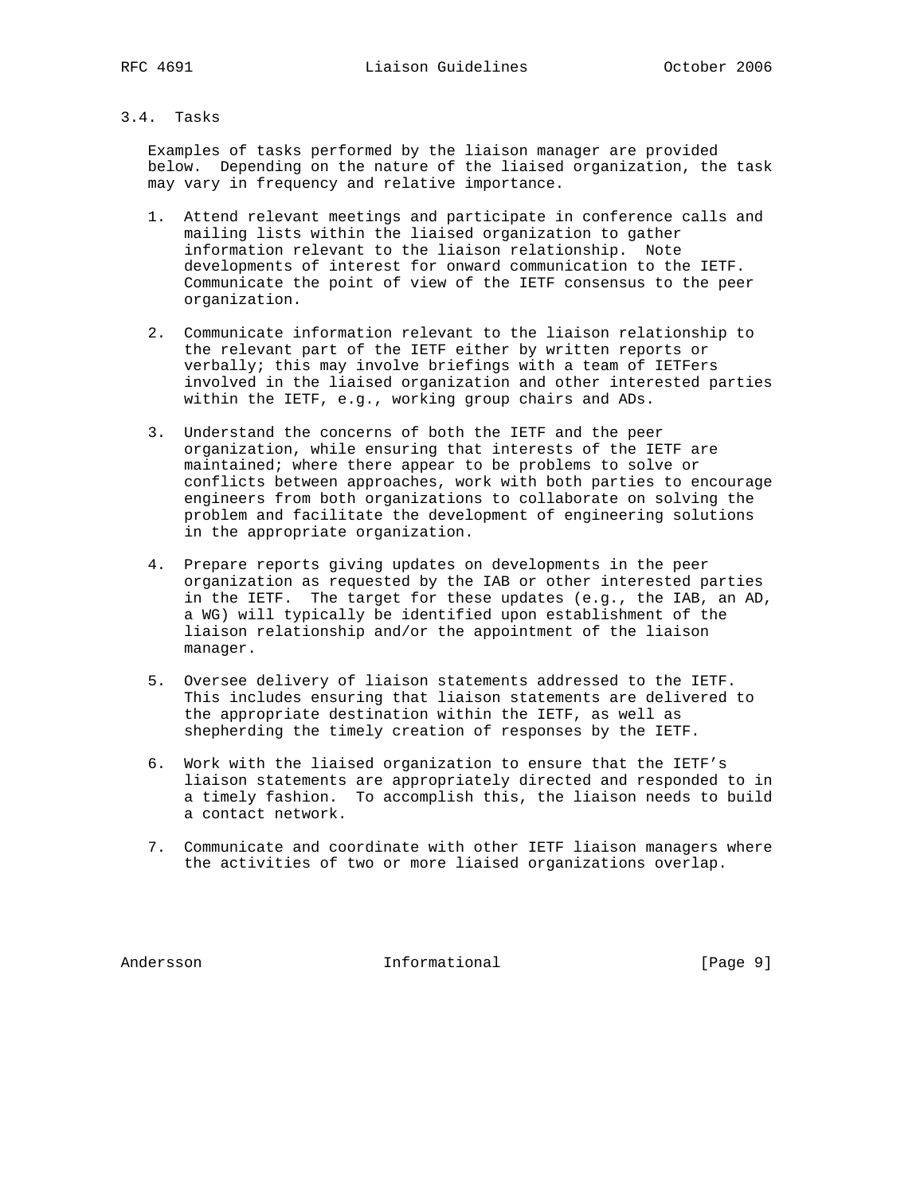### 3.4. Tasks

Examples of tasks performed by the liaison manager are provided below. Depending on the nature of the liaised organization, the task may vary in frequency and relative importance.

1. Attend relevant meetings and participate in conference calls and mailing lists within the liaised organization to gather information relevant to the liaison relationship. Note developments of interest for onward communication to the IETF. Communicate the point of view of the IETF consensus to the peer organization.

2. Communicate information relevant to the liaison relationship to the relevant part of the IETF either by written reports or verbally; this may involve briefings with a team of IETFers involved in the liaised organization and other interested parties within the IETF, e.g., working group chairs and ADs.

3. Understand the concerns of both the IETF and the peer organization, while ensuring that interests of the IETF are maintained; where there appear to be problems to solve or conflicts between approaches, work with both parties to encourage engineers from both organizations to collaborate on solving the problem and facilitate the development of engineering solutions in the appropriate organization.

4. Prepare reports giving updates on developments in the peer organization as requested by the IAB or other interested parties in the IETF. The target for these updates (e.g., the IAB, an AD, a WG) will typically be identified upon establishment of the liaison relationship and/or the appointment of the liaison manager.

5. Oversee delivery of liaison statements addressed to the IETF. This includes ensuring that liaison statements are delivered to the appropriate destination within the IETF, as well as shepherding the timely creation of responses by the IETF.

6. Work with the liaised organization to ensure that the IETF's liaison statements are appropriately directed and responded to in a timely fashion. To accomplish this, the liaison needs to build a contact network.

7. Communicate and coordinate with other IETF liaison managers where the activities of two or more liaised organizations overlap.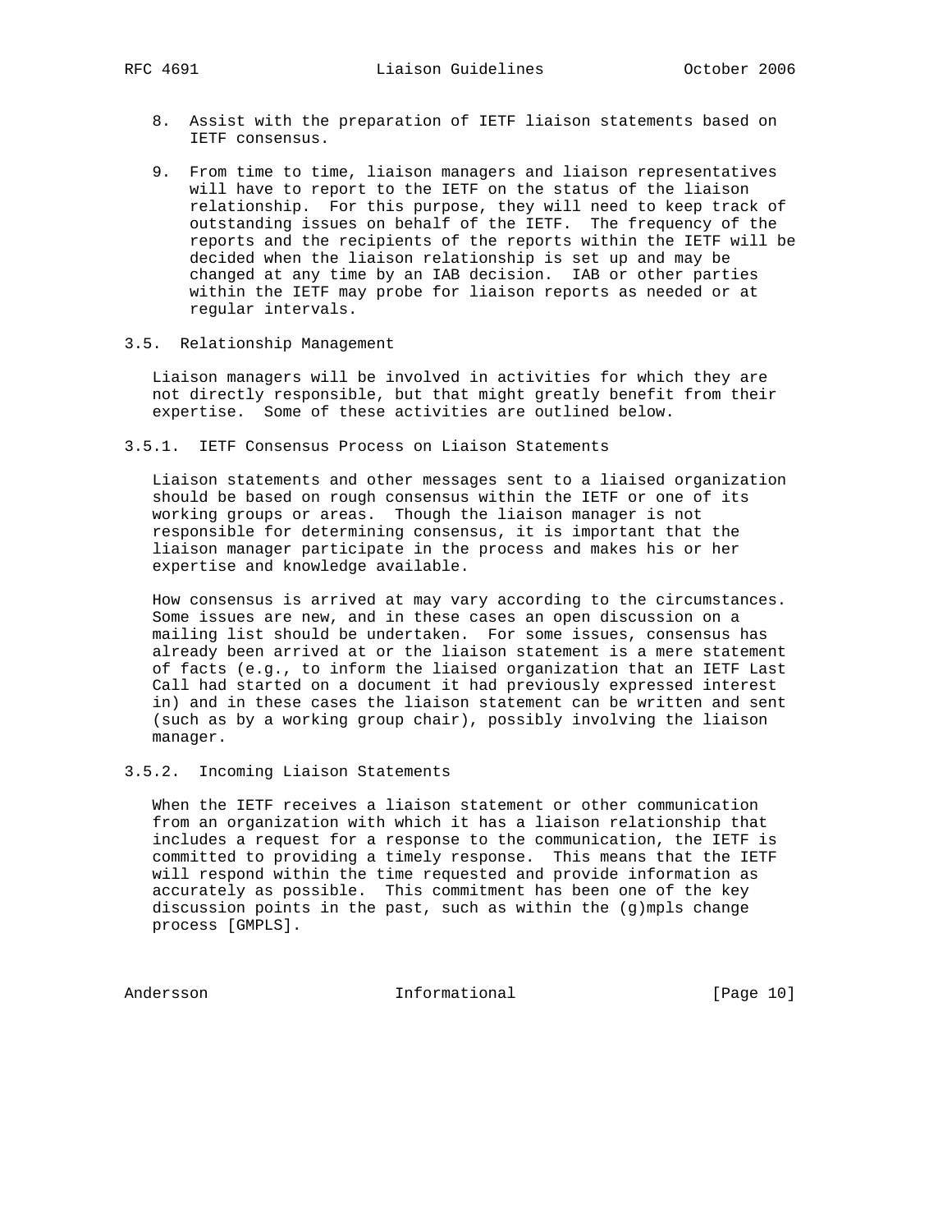8. Assist with the preparation of IETF liaison statements based on IETF consensus.

9. From time to time, liaison managers and liaison representatives will have to report to the IETF on the status of the liaison relationship. For this purpose, they will need to keep track of outstanding issues on behalf of the IETF. The frequency of the reports and the recipients of the reports within the IETF will be decided when the liaison relationship is set up and may be changed at any time by an IAB decision. IAB or other parties within the IETF may probe for liaison reports as needed or at regular intervals.

### 3.5. Relationship Management

Liaison managers will be involved in activities for which they are not directly responsible, but that might greatly benefit from their expertise. Some of these activities are outlined below.

#### 3.5.1. IETF Consensus Process on Liaison Statements

Liaison statements and other messages sent to a liaised organization should be based on rough consensus within the IETF or one of its working groups or areas. Though the liaison manager is not responsible for determining consensus, it is important that the liaison manager participate in the process and makes his or her expertise and knowledge available.

How consensus is arrived at may vary according to the circumstances. Some issues are new, and in these cases an open discussion on a mailing list should be undertaken. For some issues, consensus has already been arrived at or the liaison statement is a mere statement of facts (e.g., to inform the liaised organization that an IETF Last Call had started on a document it had previously expressed interest in) and in these cases the liaison statement can be written and sent (such as by a working group chair), possibly involving the liaison manager.

#### 3.5.2. Incoming Liaison Statements

When the IETF receives a liaison statement or other communication from an organization with which it has a liaison relationship that includes a request for a response to the communication, the IETF is committed to providing a timely response. This means that the IETF will respond within the time requested and provide information as accurately as possible. This commitment has been one of the key discussion points in the past, such as within the (g)mpls change process [GMPLS].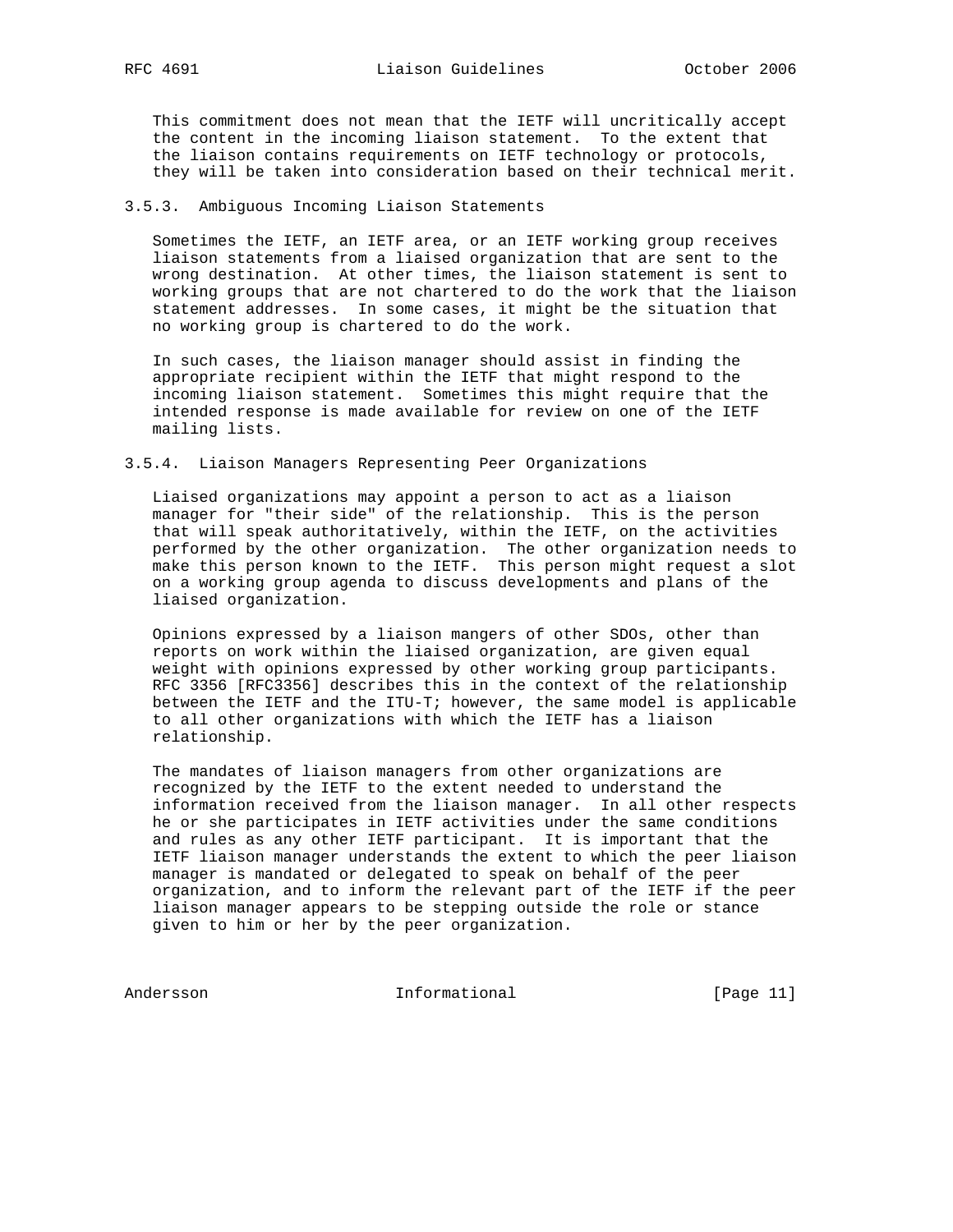This commitment does not mean that the IETF will uncritically accept the content in the incoming liaison statement. To the extent that the liaison contains requirements on IETF technology or protocols, they will be taken into consideration based on their technical merit.

### 3.5.3. Ambiguous Incoming Liaison Statements

Sometimes the IETF, an IETF area, or an IETF working group receives liaison statements from a liaised organization that are sent to the wrong destination. At other times, the liaison statement is sent to working groups that are not chartered to do the work that the liaison statement addresses. In some cases, it might be the situation that no working group is chartered to do the work.

In such cases, the liaison manager should assist in finding the appropriate recipient within the IETF that might respond to the incoming liaison statement. Sometimes this might require that the intended response is made available for review on one of the IETF mailing lists.

### 3.5.4. Liaison Managers Representing Peer Organizations

Liaised organizations may appoint a person to act as a liaison manager for "their side" of the relationship. This is the person that will speak authoritatively, within the IETF, on the activities performed by the other organization. The other organization needs to make this person known to the IETF. This person might request a slot on a working group agenda to discuss developments and plans of the liaised organization.

Opinions expressed by a liaison mangers of other SDOs, other than reports on work within the liaised organization, are given equal weight with opinions expressed by other working group participants. RFC 3356 [RFC3356] describes this in the context of the relationship between the IETF and the ITU-T; however, the same model is applicable to all other organizations with which the IETF has a liaison relationship.

The mandates of liaison managers from other organizations are recognized by the IETF to the extent needed to understand the information received from the liaison manager. In all other respects he or she participates in IETF activities under the same conditions and rules as any other IETF participant. It is important that the IETF liaison manager understands the extent to which the peer liaison manager is mandated or delegated to speak on behalf of the peer organization, and to inform the relevant part of the IETF if the peer liaison manager appears to be stepping outside the role or stance given to him or her by the peer organization.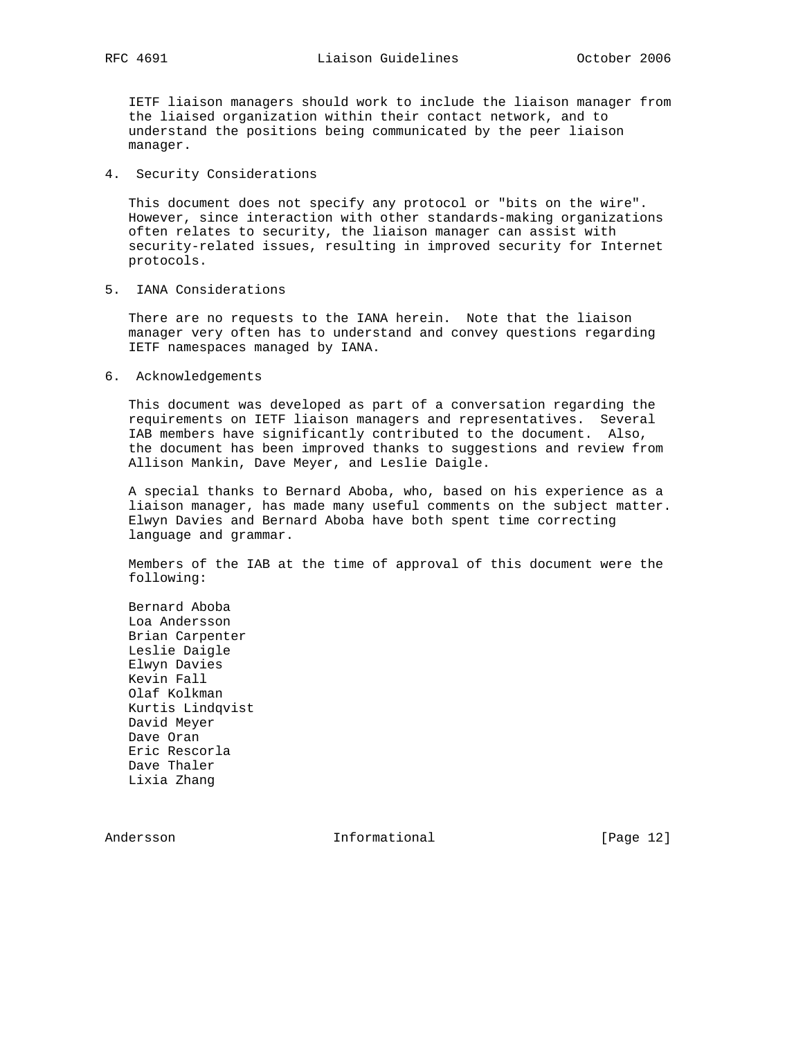IETF liaison managers should work to include the liaison manager from the liaised organization within their contact network, and to understand the positions being communicated by the peer liaison manager.

## 4. Security Considerations

This document does not specify any protocol or "bits on the wire". However, since interaction with other standards-making organizations often relates to security, the liaison manager can assist with security-related issues, resulting in improved security for Internet protocols.

## 5. IANA Considerations

There are no requests to the IANA herein. Note that the liaison manager very often has to understand and convey questions regarding IETF namespaces managed by IANA.

## 6. Acknowledgements

This document was developed as part of a conversation regarding the requirements on IETF liaison managers and representatives. Several IAB members have significantly contributed to the document. Also, the document has been improved thanks to suggestions and review from Allison Mankin, Dave Meyer, and Leslie Daigle.

A special thanks to Bernard Aboba, who, based on his experience as a liaison manager, has made many useful comments on the subject matter. Elwyn Davies and Bernard Aboba have both spent time correcting language and grammar.

Members of the IAB at the time of approval of this document were the following:

Bernard Aboba
Loa Andersson
Brian Carpenter
Leslie Daigle
Elwyn Davies
Kevin Fall
Olaf Kolkman
Kurtis Lindqvist
David Meyer
Dave Oran
Eric Rescorla
Dave Thaler
Lixia Zhang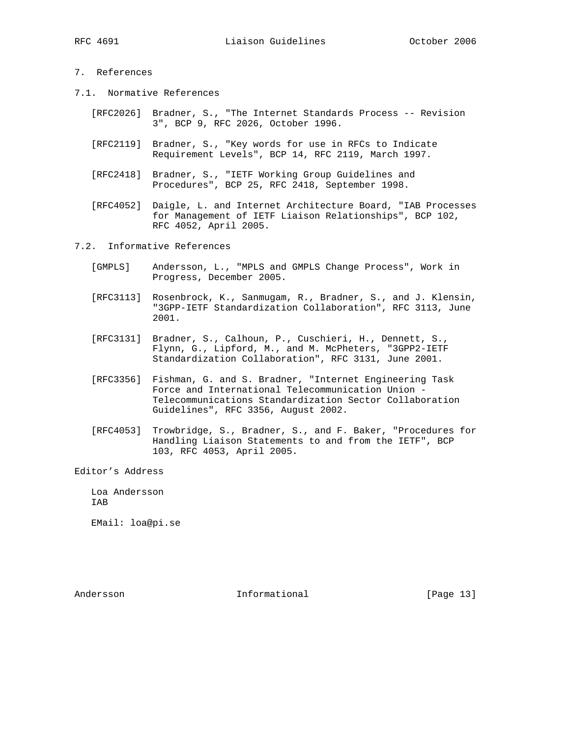## 7. References

### 7.1. Normative References

[RFC2026] Bradner, S., "The Internet Standards Process -- Revision 3", BCP 9, RFC 2026, October 1996.

[RFC2119] Bradner, S., "Key words for use in RFCs to Indicate Requirement Levels", BCP 14, RFC 2119, March 1997.

[RFC2418] Bradner, S., "IETF Working Group Guidelines and Procedures", BCP 25, RFC 2418, September 1998.

[RFC4052] Daigle, L. and Internet Architecture Board, "IAB Processes for Management of IETF Liaison Relationships", BCP 102, RFC 4052, April 2005.

### 7.2. Informative References

[GMPLS] Andersson, L., "MPLS and GMPLS Change Process", Work in Progress, December 2005.

[RFC3113] Rosenbrock, K., Sanmugam, R., Bradner, S., and J. Klensin, "3GPP-IETF Standardization Collaboration", RFC 3113, June 2001.

[RFC3131] Bradner, S., Calhoun, P., Cuschieri, H., Dennett, S., Flynn, G., Lipford, M., and M. McPheters, "3GPP2-IETF Standardization Collaboration", RFC 3131, June 2001.

[RFC3356] Fishman, G. and S. Bradner, "Internet Engineering Task Force and International Telecommunication Union - Telecommunications Standardization Sector Collaboration Guidelines", RFC 3356, August 2002.

[RFC4053] Trowbridge, S., Bradner, S., and F. Baker, "Procedures for Handling Liaison Statements to and from the IETF", BCP 103, RFC 4053, April 2005.

## Editor's Address

Loa Andersson
IAB

EMail: loa@pi.se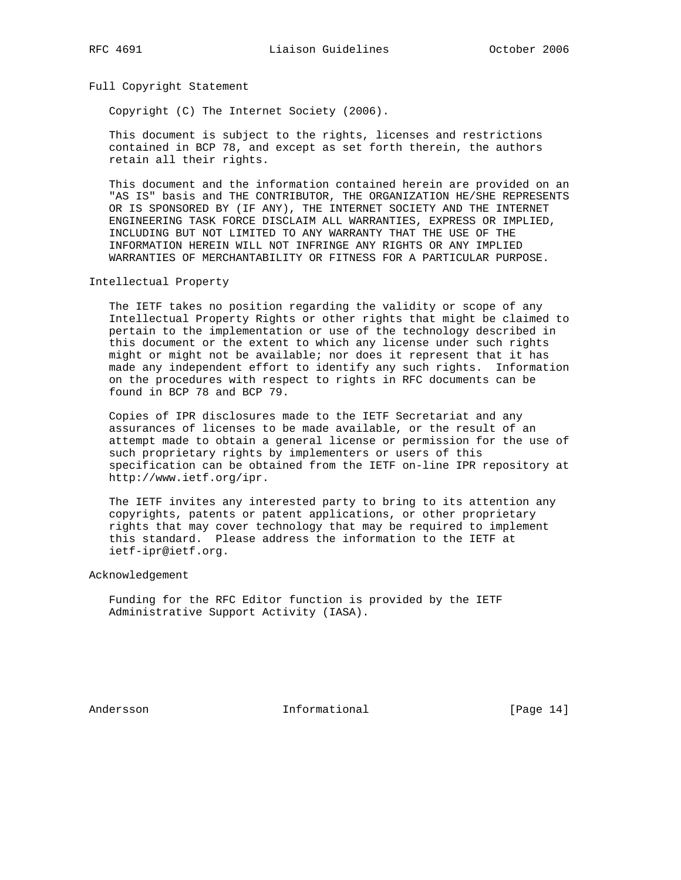## Full Copyright Statement

Copyright (C) The Internet Society (2006).

This document is subject to the rights, licenses and restrictions contained in BCP 78, and except as set forth therein, the authors retain all their rights.

This document and the information contained herein are provided on an "AS IS" basis and THE CONTRIBUTOR, THE ORGANIZATION HE/SHE REPRESENTS OR IS SPONSORED BY (IF ANY), THE INTERNET SOCIETY AND THE INTERNET ENGINEERING TASK FORCE DISCLAIM ALL WARRANTIES, EXPRESS OR IMPLIED, INCLUDING BUT NOT LIMITED TO ANY WARRANTY THAT THE USE OF THE INFORMATION HEREIN WILL NOT INFRINGE ANY RIGHTS OR ANY IMPLIED WARRANTIES OF MERCHANTABILITY OR FITNESS FOR A PARTICULAR PURPOSE.

## Intellectual Property

The IETF takes no position regarding the validity or scope of any Intellectual Property Rights or other rights that might be claimed to pertain to the implementation or use of the technology described in this document or the extent to which any license under such rights might or might not be available; nor does it represent that it has made any independent effort to identify any such rights. Information on the procedures with respect to rights in RFC documents can be found in BCP 78 and BCP 79.

Copies of IPR disclosures made to the IETF Secretariat and any assurances of licenses to be made available, or the result of an attempt made to obtain a general license or permission for the use of such proprietary rights by implementers or users of this specification can be obtained from the IETF on-line IPR repository at http://www.ietf.org/ipr.

The IETF invites any interested party to bring to its attention any copyrights, patents or patent applications, or other proprietary rights that may cover technology that may be required to implement this standard. Please address the information to the IETF at ietf-ipr@ietf.org.

## Acknowledgement

Funding for the RFC Editor function is provided by the IETF Administrative Support Activity (IASA).